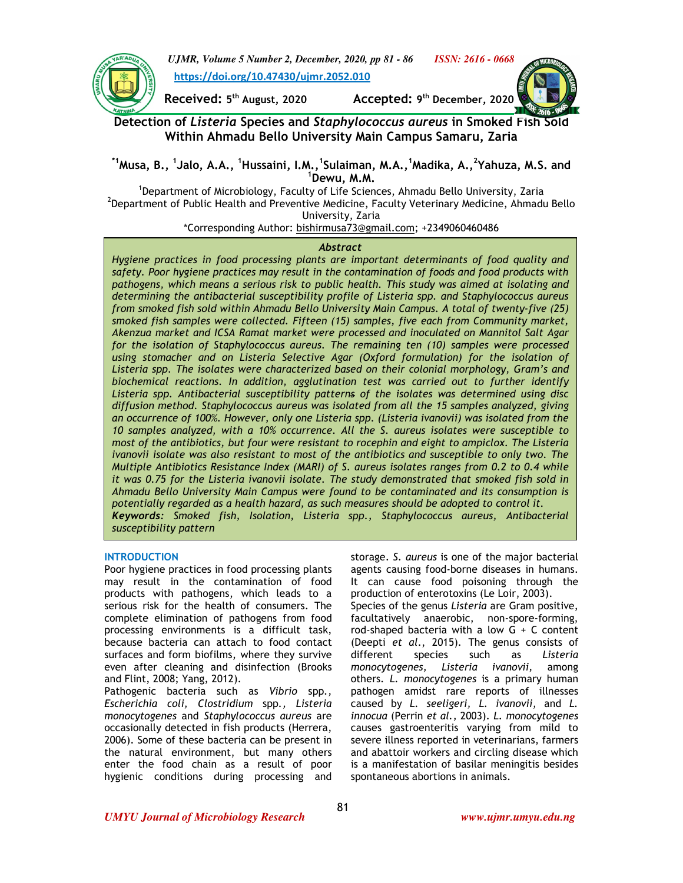https://doi.org/10.47430/ujmr.2052.010

**Received:** 5th August, 2020 **Accepted:** 9th December, 2020

# Detection of *Listeria* Species and *Staphylococcus aureus* in Smoked Fish Sold Within Ahmadu Bello University Main Campus Samaru, Zaria

**[*1]Musa, B., [1]Jalo, A.A., [1]Hussaini, I.M., [1]Sulaiman, M.A., [1]Madika, A., [2]Yahuza, M.S. and [1]Dewu, M.M.**

[1]Department of Microbiology, Faculty of Life Sciences, Ahmadu Bello University, Zaria
[2]Department of Public Health and Preventive Medicine, Faculty Veterinary Medicine, Ahmadu Bello University, Zaria
*Corresponding Author: bishirmusa73@gmail.com; +2349060460486

### *Abstract*

*Hygiene practices in food processing plants are important determinants of food quality and safety. Poor hygiene practices may result in the contamination of foods and food products with pathogens, which means a serious risk to public health. This study was aimed at isolating and determining the antibacterial susceptibility profile of Listeria spp. and Staphylococcus aureus from smoked fish sold within Ahmadu Bello University Main Campus. A total of twenty-five (25) smoked fish samples were collected. Fifteen (15) samples, five each from Community market, Akenzua market and ICSA Ramat market were processed and inoculated on Mannitol Salt Agar for the isolation of Staphylococcus aureus. The remaining ten (10) samples were processed using stomacher and on Listeria Selective Agar (Oxford formulation) for the isolation of Listeria spp. The isolates were characterized based on their colonial morphology, Gram's and biochemical reactions. In addition, agglutination test was carried out to further identify Listeria spp. Antibacterial susceptibility patterns of the isolates was determined using disc diffusion method. Staphylococcus aureus was isolated from all the 15 samples analyzed, giving an occurrence of 100%. However, only one Listeria spp. (Listeria ivanovii) was isolated from the 10 samples analyzed, with a 10% occurrence. All the S. aureus isolates were susceptible to most of the antibiotics, but four were resistant to rocephin and eight to ampiclox. The Listeria ivanovii isolate was also resistant to most of the antibiotics and susceptible to only two. The Multiple Antibiotics Resistance Index (MARI) of S. aureus isolates ranges from 0.2 to 0.4 while it was 0.75 for the Listeria ivanovii isolate. The study demonstrated that smoked fish sold in Ahmadu Bello University Main Campus were found to be contaminated and its consumption is potentially regarded as a health hazard, as such measures should be adopted to control it.*

***Keywords:*** *Smoked fish, Isolation, Listeria spp., Staphylococcus aureus, Antibacterial susceptibility pattern*

## INTRODUCTION

Poor hygiene practices in food processing plants may result in the contamination of food products with pathogens, which leads to a serious risk for the health of consumers. The complete elimination of pathogens from food processing environments is a difficult task, because bacteria can attach to food contact surfaces and form biofilms, where they survive even after cleaning and disinfection (Brooks and Flint, 2008; Yang, 2012).

Pathogenic bacteria such as *Vibrio* spp., *Escherichia coli, Clostridium* spp., *Listeria monocytogenes* and *Staphylococcus aureus* are occasionally detected in fish products (Herrera, 2006). Some of these bacteria can be present in the natural environment, but many others enter the food chain as a result of poor hygienic conditions during processing and storage. *S. aureus* is one of the major bacterial agents causing food-borne diseases in humans. It can cause food poisoning through the production of enterotoxins (Le Loir, 2003).

Species of the genus *Listeria* are Gram positive, facultatively anaerobic, non-spore-forming, rod-shaped bacteria with a low G + C content (Deepti *et al.*, 2015). The genus consists of different species such as *Listeria monocytogenes, Listeria ivanovii,* among others. *L. monocytogenes* is a primary human pathogen amidst rare reports of illnesses caused by *L. seeligeri*, *L. ivanovii*, and *L. innocua* (Perrin *et al.*, 2003). *L. monocytogenes* causes gastroenteritis varying from mild to severe illness reported in veterinarians, farmers and abattoir workers and circling disease which is a manifestation of basilar meningitis besides spontaneous abortions in animals.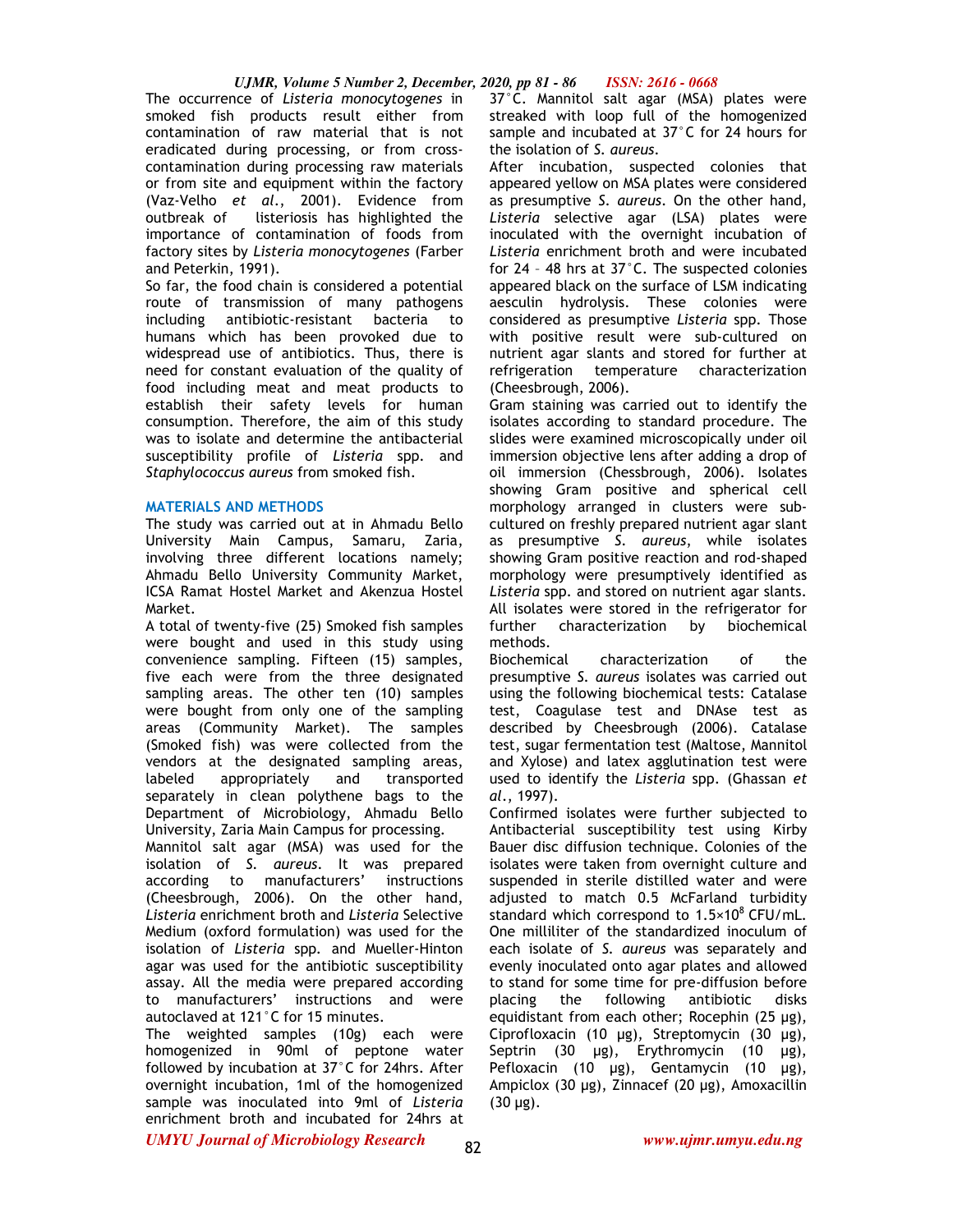The occurrence of *Listeria monocytogenes* in smoked fish products result either from contamination of raw material that is not eradicated during processing, or from cross-contamination during processing raw materials or from site and equipment within the factory (Vaz-Velho *et al*., 2001). Evidence from outbreak of listeriosis has highlighted the importance of contamination of foods from factory sites by *Listeria monocytogenes* (Farber and Peterkin, 1991).

So far, the food chain is considered a potential route of transmission of many pathogens including antibiotic-resistant bacteria to humans which has been provoked due to widespread use of antibiotics. Thus, there is need for constant evaluation of the quality of food including meat and meat products to establish their safety levels for human consumption. Therefore, the aim of this study was to isolate and determine the antibacterial susceptibility profile of *Listeria* spp. and *Staphylococcus aureus* from smoked fish.

## MATERIALS AND METHODS

The study was carried out at in Ahmadu Bello University Main Campus, Samaru, Zaria, involving three different locations namely; Ahmadu Bello University Community Market, ICSA Ramat Hostel Market and Akenzua Hostel Market.

A total of twenty-five (25) Smoked fish samples were bought and used in this study using convenience sampling. Fifteen (15) samples, five each were from the three designated sampling areas. The other ten (10) samples were bought from only one of the sampling areas (Community Market). The samples (Smoked fish) was were collected from the vendors at the designated sampling areas, labeled appropriately and transported separately in clean polythene bags to the Department of Microbiology, Ahmadu Bello University, Zaria Main Campus for processing.

Mannitol salt agar (MSA) was used for the isolation of *S. aureus*. It was prepared according to manufacturers' instructions (Cheesbrough, 2006). On the other hand, *Listeria* enrichment broth and *Listeria* Selective Medium (oxford formulation) was used for the isolation of *Listeria* spp. and Mueller-Hinton agar was used for the antibiotic susceptibility assay. All the media were prepared according to manufacturers' instructions and were autoclaved at 121°C for 15 minutes.

The weighted samples (10g) each were homogenized in 90ml of peptone water followed by incubation at 37°C for 24hrs. After overnight incubation, 1ml of the homogenized sample was inoculated into 9ml of *Listeria* enrichment broth and incubated for 24hrs at 37°C. Mannitol salt agar (MSA) plates were streaked with loop full of the homogenized sample and incubated at 37°C for 24 hours for the isolation of *S. aureus*.

After incubation, suspected colonies that appeared yellow on MSA plates were considered as presumptive *S. aureus*. On the other hand, *Listeria* selective agar (LSA) plates were inoculated with the overnight incubation of *Listeria* enrichment broth and were incubated for 24 – 48 hrs at 37°C. The suspected colonies appeared black on the surface of LSM indicating aesculin hydrolysis. These colonies were considered as presumptive *Listeria* spp. Those with positive result were sub-cultured on nutrient agar slants and stored for further at refrigeration temperature characterization (Cheesbrough, 2006).

Gram staining was carried out to identify the isolates according to standard procedure. The slides were examined microscopically under oil immersion objective lens after adding a drop of oil immersion (Chessbrough, 2006). Isolates showing Gram positive and spherical cell morphology arranged in clusters were sub-cultured on freshly prepared nutrient agar slant as presumptive *S. aureus*, while isolates showing Gram positive reaction and rod-shaped morphology were presumptively identified as *Listeria* spp. and stored on nutrient agar slants. All isolates were stored in the refrigerator for further characterization by biochemical methods.

Biochemical characterization of the presumptive *S. aureus* isolates was carried out using the following biochemical tests: Catalase test, Coagulase test and DNAse test as described by Cheesbrough (2006). Catalase test, sugar fermentation test (Maltose, Mannitol and Xylose) and latex agglutination test were used to identify the *Listeria* spp. (Ghassan *et al*., 1997).

Confirmed isolates were further subjected to Antibacterial susceptibility test using Kirby Bauer disc diffusion technique. Colonies of the isolates were taken from overnight culture and suspended in sterile distilled water and were adjusted to match 0.5 McFarland turbidity standard which correspond to $1.5 \times 10^8$ CFU/mL. One milliliter of the standardized inoculum of each isolate of *S. aureus* was separately and evenly inoculated onto agar plates and allowed to stand for some time for pre-diffusion before placing the following antibiotic disks equidistant from each other; Rocephin (25 µg), Ciprofloxacin (10 µg), Streptomycin (30 µg), Septrin (30 µg), Erythromycin (10 µg), Pefloxacin (10 µg), Gentamycin (10 µg), Ampiclox (30 µg), Zinnacef (20 µg), Amoxacillin (30 µg).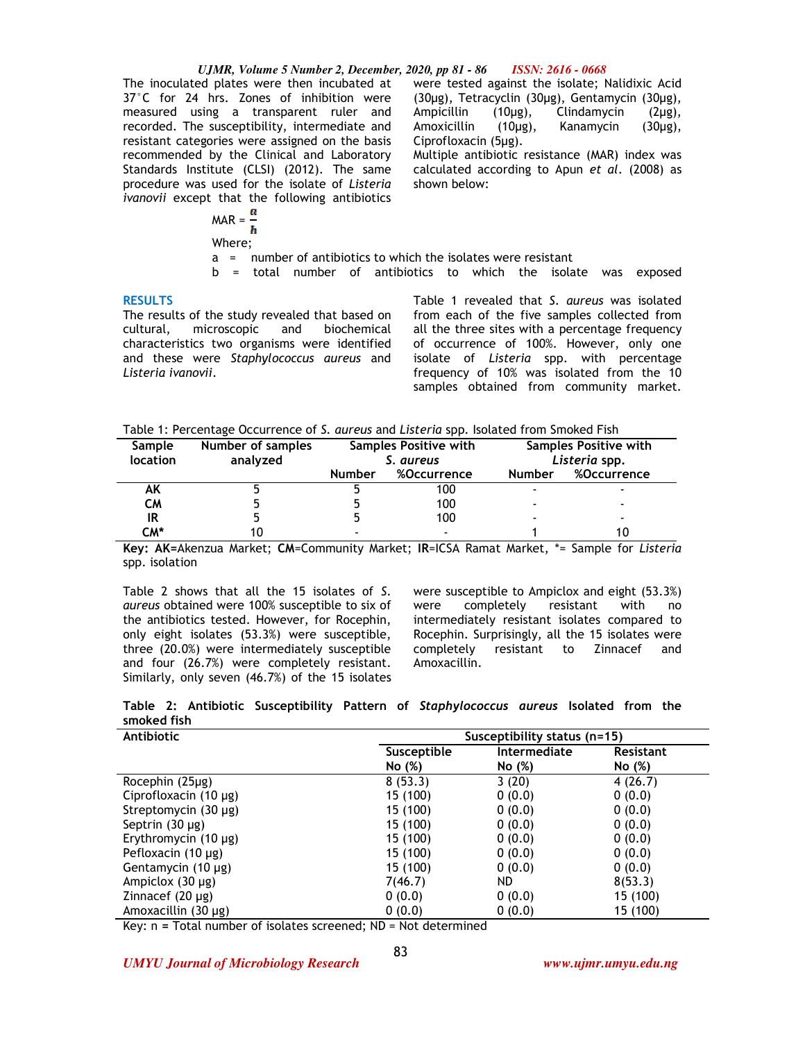The inoculated plates were then incubated at 37°C for 24 hrs. Zones of inhibition were measured using a transparent ruler and recorded. The susceptibility, intermediate and resistant categories were assigned on the basis recommended by the Clinical and Laboratory Standards Institute (CLSI) (2012). The same procedure was used for the isolate of *Listeria ivanovii* except that the following antibiotics were tested against the isolate; Nalidixic Acid (30µg), Tetracyclin (30µg), Gentamycin (30µg), Ampicillin (10µg), Clindamycin (2µg), Amoxicillin (10µg), Kanamycin (30µg), Ciprofloxacin (5µg).

Multiple antibiotic resistance (MAR) index was calculated according to Apun *et al*. (2008) as shown below:

$$MAR = \frac{a}{b}$$

Where;

a = number of antibiotics to which the isolates were resistant

b = total number of antibiotics to which the isolate was exposed

## RESULTS

The results of the study revealed that based on cultural, microscopic and biochemical characteristics two organisms were identified and these were *Staphylococcus aureus* and *Listeria ivanovii*.

Table 1 revealed that *S. aureus* was isolated from each of the five samples collected from all the three sites with a percentage frequency of occurrence of 100%. However, only one isolate of *Listeria* spp. with percentage frequency of 10% was isolated from the 10 samples obtained from community market.

Table 1: Percentage Occurrence of *S. aureus* and *Listeria* spp. Isolated from Smoked Fish

| Sample location | Number of samples analyzed | Samples Positive with *S. aureus* | | Samples Positive with *Listeria* spp. | |
|---|---|---|---|---|---|
| | | Number | %Occurrence | Number | %Occurrence |
| **AK** | 5 | 5 | 100 | - | - |
| **CM** | 5 | 5 | 100 | - | - |
| **IR** | 5 | 5 | 100 | - | - |
| **CM*** | 10 | - | - | 1 | 10 |

**Key: AK**=Akenzua Market; **CM**=Community Market; **IR**=ICSA Ramat Market, *= Sample for *Listeria* spp. isolation

Table 2 shows that all the 15 isolates of *S. aureus* obtained were 100% susceptible to six of the antibiotics tested. However, for Rocephin, only eight isolates (53.3%) were susceptible, three (20.0%) were intermediately susceptible and four (26.7%) were completely resistant. Similarly, only seven (46.7%) of the 15 isolates were susceptible to Ampiclox and eight (53.3%) were completely resistant with no intermediately resistant isolates compared to Rocephin. Surprisingly, all the 15 isolates were completely resistant to Zinnacef and Amoxacillin.

**Table 2: Antibiotic Susceptibility Pattern of *Staphylococcus aureus* Isolated from the smoked fish**

| Antibiotic | Susceptibility status (n=15) | | |
|---|---|---|---|
| | Susceptible No (%) | Intermediate No (%) | Resistant No (%) |
| Rocephin (25µg) | 8 (53.3) | 3 (20) | 4 (26.7) |
| Ciprofloxacin (10 µg) | 15 (100) | 0 (0.0) | 0 (0.0) |
| Streptomycin (30 µg) | 15 (100) | 0 (0.0) | 0 (0.0) |
| Septrin (30 µg) | 15 (100) | 0 (0.0) | 0 (0.0) |
| Erythromycin (10 µg) | 15 (100) | 0 (0.0) | 0 (0.0) |
| Pefloxacin (10 µg) | 15 (100) | 0 (0.0) | 0 (0.0) |
| Gentamycin (10 µg) | 15 (100) | 0 (0.0) | 0 (0.0) |
| Ampiclox (30 µg) | 7(46.7) | ND | 8(53.3) |
| Zinnacef (20 µg) | 0 (0.0) | 0 (0.0) | 15 (100) |
| Amoxacillin (30 µg) | 0 (0.0) | 0 (0.0) | 15 (100) |

Key: n = Total number of isolates screened; ND = Not determined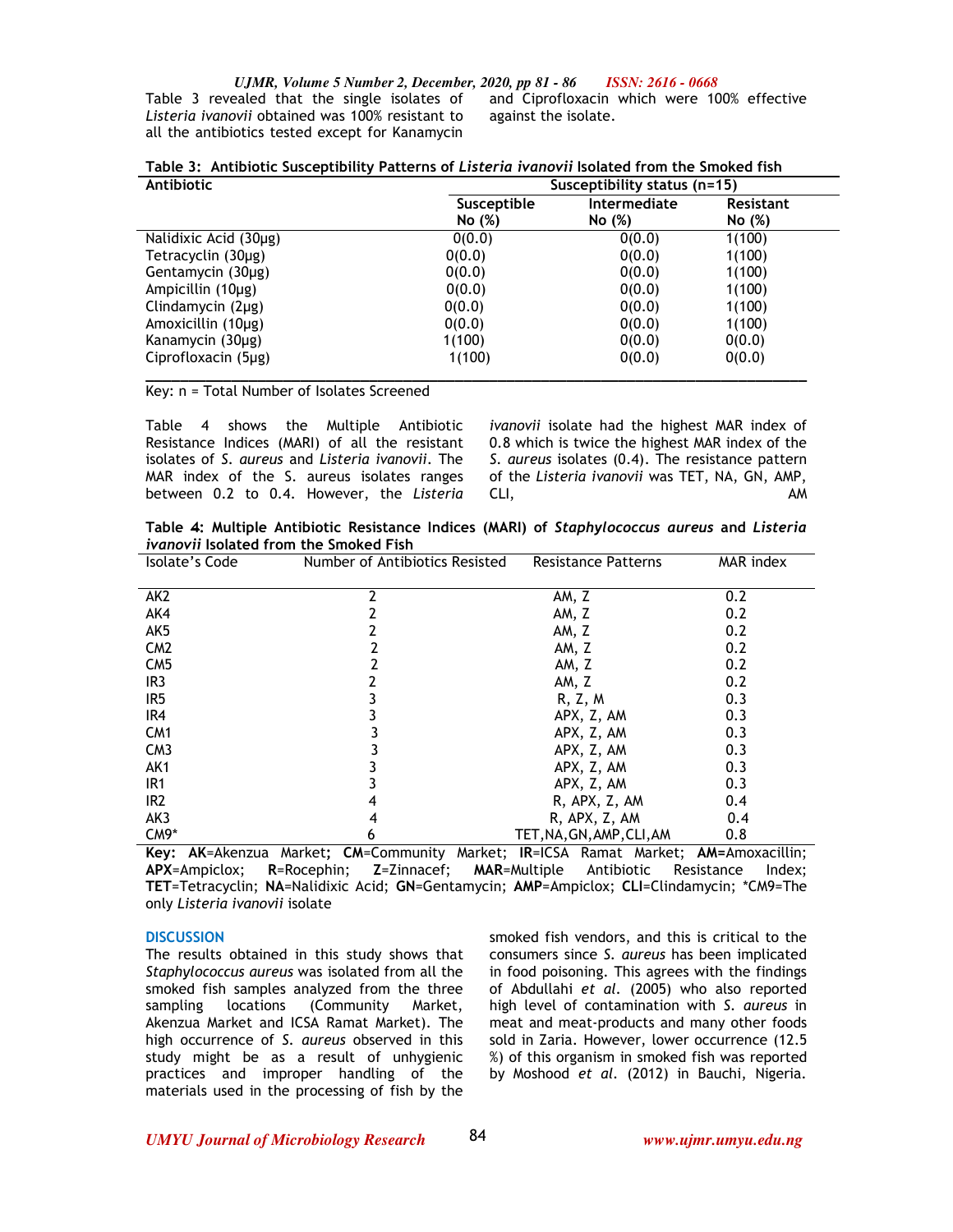Table 3 revealed that the single isolates of *Listeria ivanovii* obtained was 100% resistant to all the antibiotics tested except for Kanamycin and Ciprofloxacin which were 100% effective against the isolate.

**Table 3: Antibiotic Susceptibility Patterns of *Listeria ivanovii* Isolated from the Smoked fish**

| Antibiotic | Susceptibility status (n=15) | | |
|---|---|---|---|
| | Susceptible No (%) | Intermediate No (%) | Resistant No (%) |
| Nalidixic Acid (30µg) | 0(0.0) | 0(0.0) | 1(100) |
| Tetracyclin (30µg) | 0(0.0) | 0(0.0) | 1(100) |
| Gentamycin (30µg) | 0(0.0) | 0(0.0) | 1(100) |
| Ampicillin (10µg) | 0(0.0) | 0(0.0) | 1(100) |
| Clindamycin (2µg) | 0(0.0) | 0(0.0) | 1(100) |
| Amoxicillin (10µg) | 0(0.0) | 0(0.0) | 1(100) |
| Kanamycin (30µg) | 1(100) | 0(0.0) | 0(0.0) |
| Ciprofloxacin (5µg) | 1(100) | 0(0.0) | 0(0.0) |

Key: n = Total Number of Isolates Screened

Table 4 shows the Multiple Antibiotic Resistance Indices (MARI) of all the resistant isolates of *S. aureus* and *Listeria ivanovii*. The MAR index of the S. aureus isolates ranges between 0.2 to 0.4. However, the *Listeria ivanovii* isolate had the highest MAR index of 0.8 which is twice the highest MAR index of the *S. aureus* isolates (0.4). The resistance pattern of the *Listeria ivanovii* was TET, NA, GN, AMP, CLI, AM

**Table 4: Multiple Antibiotic Resistance Indices (MARI) of *Staphylococcus aureus* and *Listeria ivanovii* Isolated from the Smoked Fish**

| Isolate's Code | Number of Antibiotics Resisted | Resistance Patterns | MAR index |
|---|---|---|---|
| AK2 | 2 | AM, Z | 0.2 |
| AK4 | 2 | AM, Z | 0.2 |
| AK5 | 2 | AM, Z | 0.2 |
| CM2 | 2 | AM, Z | 0.2 |
| CM5 | 2 | AM, Z | 0.2 |
| IR3 | 2 | AM, Z | 0.2 |
| IR5 | 3 | R, Z, M | 0.3 |
| IR4 | 3 | APX, Z, AM | 0.3 |
| CM1 | 3 | APX, Z, AM | 0.3 |
| CM3 | 3 | APX, Z, AM | 0.3 |
| AK1 | 3 | APX, Z, AM | 0.3 |
| IR1 | 3 | APX, Z, AM | 0.3 |
| IR2 | 4 | R, APX, Z, AM | 0.4 |
| AK3 | 4 | R, APX, Z, AM | 0.4 |
| CM9* | 6 | TET,NA,GN,AMP,CLI,AM | 0.8 |

**Key: AK**=Akenzua Market**; CM**=Community Market; **IR**=ICSA Ramat Market; **AM=**Amoxacillin; **APX**=Ampiclox; **R**=Rocephin; **Z**=Zinnacef; **MAR**=Multiple Antibiotic Resistance Index; **TET**=Tetracyclin; **NA**=Nalidixic Acid; **GN**=Gentamycin; **AMP**=Ampiclox; **CLI**=Clindamycin; \*CM9=The only *Listeria ivanovii* isolate

## DISCUSSION

The results obtained in this study shows that *Staphylococcus aureus* was isolated from all the smoked fish samples analyzed from the three sampling locations (Community Market, Akenzua Market and ICSA Ramat Market). The high occurrence of *S. aureus* observed in this study might be as a result of unhygienic practices and improper handling of the materials used in the processing of fish by the smoked fish vendors, and this is critical to the consumers since *S. aureus* has been implicated in food poisoning. This agrees with the findings of Abdullahi *et al*. (2005) who also reported high level of contamination with *S. aureus* in meat and meat-products and many other foods sold in Zaria. However, lower occurrence (12.5 %) of this organism in smoked fish was reported by Moshood *et al*. (2012) in Bauchi, Nigeria.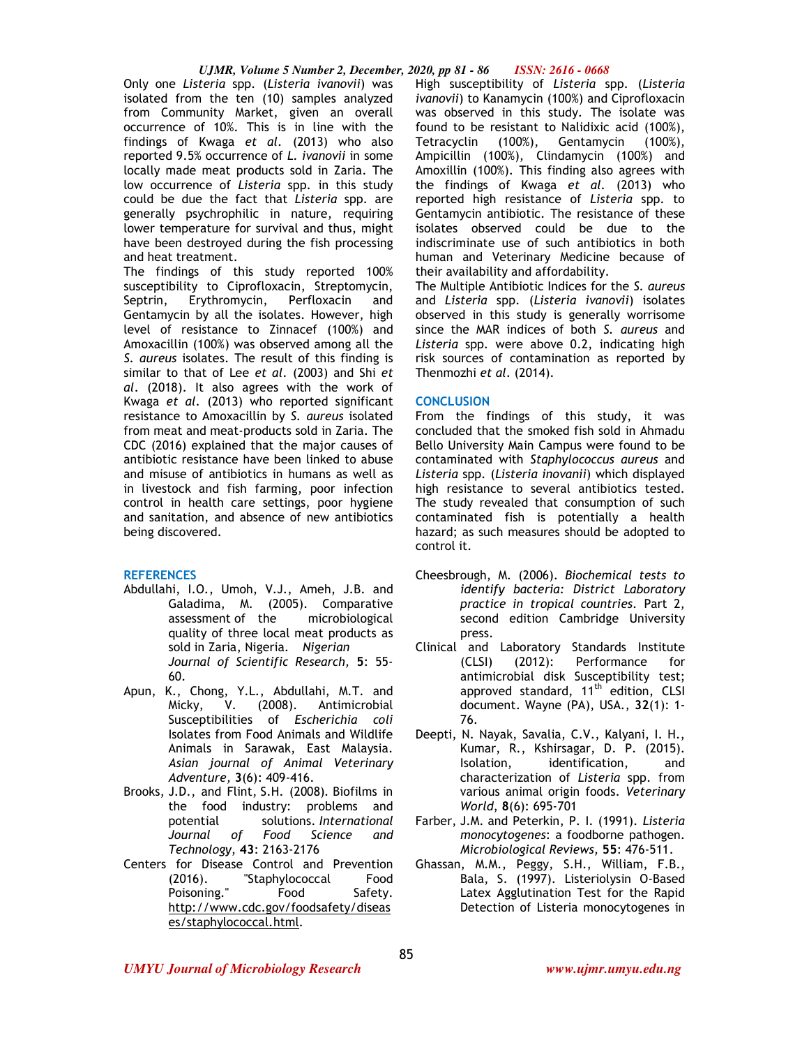Only one *Listeria* spp. (*Listeria ivanovii*) was isolated from the ten (10) samples analyzed from Community Market, given an overall occurrence of 10%. This is in line with the findings of Kwaga *et al*. (2013) who also reported 9.5% occurrence of *L. ivanovii* in some locally made meat products sold in Zaria. The low occurrence of *Listeria* spp. in this study could be due the fact that *Listeria* spp. are generally psychrophilic in nature, requiring lower temperature for survival and thus, might have been destroyed during the fish processing and heat treatment.

The findings of this study reported 100% susceptibility to Ciprofloxacin, Streptomycin, Septrin, Erythromycin, Perfloxacin and Gentamycin by all the isolates. However, high level of resistance to Zinnacef (100%) and Amoxacillin (100%) was observed among all the *S. aureus* isolates. The result of this finding is similar to that of Lee *et al*. (2003) and Shi *et al*. (2018). It also agrees with the work of Kwaga *et al*. (2013) who reported significant resistance to Amoxacillin by *S. aureus* isolated from meat and meat-products sold in Zaria. The CDC (2016) explained that the major causes of antibiotic resistance have been linked to abuse and misuse of antibiotics in humans as well as in livestock and fish farming, poor infection control in health care settings, poor hygiene and sanitation, and absence of new antibiotics being discovered.

High susceptibility of *Listeria* spp. (*Listeria ivanovii*) to Kanamycin (100%) and Ciprofloxacin was observed in this study. The isolate was found to be resistant to Nalidixic acid (100%), Tetracyclin (100%), Gentamycin (100%), Ampicillin (100%), Clindamycin (100%) and Amoxillin (100%). This finding also agrees with the findings of Kwaga *et al*. (2013) who reported high resistance of *Listeria* spp. to Gentamycin antibiotic. The resistance of these isolates observed could be due to the indiscriminate use of such antibiotics in both human and Veterinary Medicine because of their availability and affordability.

The Multiple Antibiotic Indices for the *S. aureus* and *Listeria* spp. (*Listeria ivanovii*) isolates observed in this study is generally worrisome since the MAR indices of both *S. aureus* and *Listeria* spp. were above 0.2, indicating high risk sources of contamination as reported by Thenmozhi *et al*. (2014).

## CONCLUSION

From the findings of this study, it was concluded that the smoked fish sold in Ahmadu Bello University Main Campus were found to be contaminated with *Staphylococcus aureus* and *Listeria* spp. (*Listeria inovanii*) which displayed high resistance to several antibiotics tested. The study revealed that consumption of such contaminated fish is potentially a health hazard; as such measures should be adopted to control it.

## REFERENCES

- Abdullahi, I.O., Umoh, V.J., Ameh, J.B. and Galadima, M. (2005). Comparative assessment of the microbiological quality of three local meat products as sold in Zaria, Nigeria. *Nigerian Journal of Scientific Research,* **5**: 55-60.
- Apun, K., Chong, Y.L., Abdullahi, M.T. and Micky, V. (2008). Antimicrobial Susceptibilities of *Escherichia coli* Isolates from Food Animals and Wildlife Animals in Sarawak, East Malaysia. *Asian journal of Animal Veterinary Adventure,* **3**(6): 409-416.
- Brooks, J.D., and Flint, S.H. (2008). Biofilms in the food industry: problems and potential solutions. *International Journal of Food Science and Technology*, **43**: 2163-2176
- Centers for Disease Control and Prevention (2016). "Staphylococcal Food Poisoning." Food Safety. http://www.cdc.gov/foodsafety/diseases/staphylococcal.html.
- Cheesbrough, M. (2006). *Biochemical tests to identify bacteria: District Laboratory practice in tropical countries*. Part 2, second edition Cambridge University press.
- Clinical and Laboratory Standards Institute (CLSI) (2012): Performance for antimicrobial disk Susceptibility test; approved standard, 11th edition, CLSI document. Wayne (PA), USA., **32**(1): 1-76.
- Deepti, N. Nayak, Savalia, C.V., Kalyani, I. H., Kumar, R., Kshirsagar, D. P. (2015). Isolation, identification, and characterization of *Listeria* spp. from various animal origin foods. *Veterinary World*, **8**(6): 695-701
- Farber, J.M. and Peterkin, P. I. (1991). *Listeria monocytogenes*: a foodborne pathogen. *Microbiological Reviews,* **55**: 476-511.
- Ghassan, M.M., Peggy, S.H., William, F.B., Bala, S. (1997). Listeriolysin O-Based Latex Agglutination Test for the Rapid Detection of Listeria monocytogenes in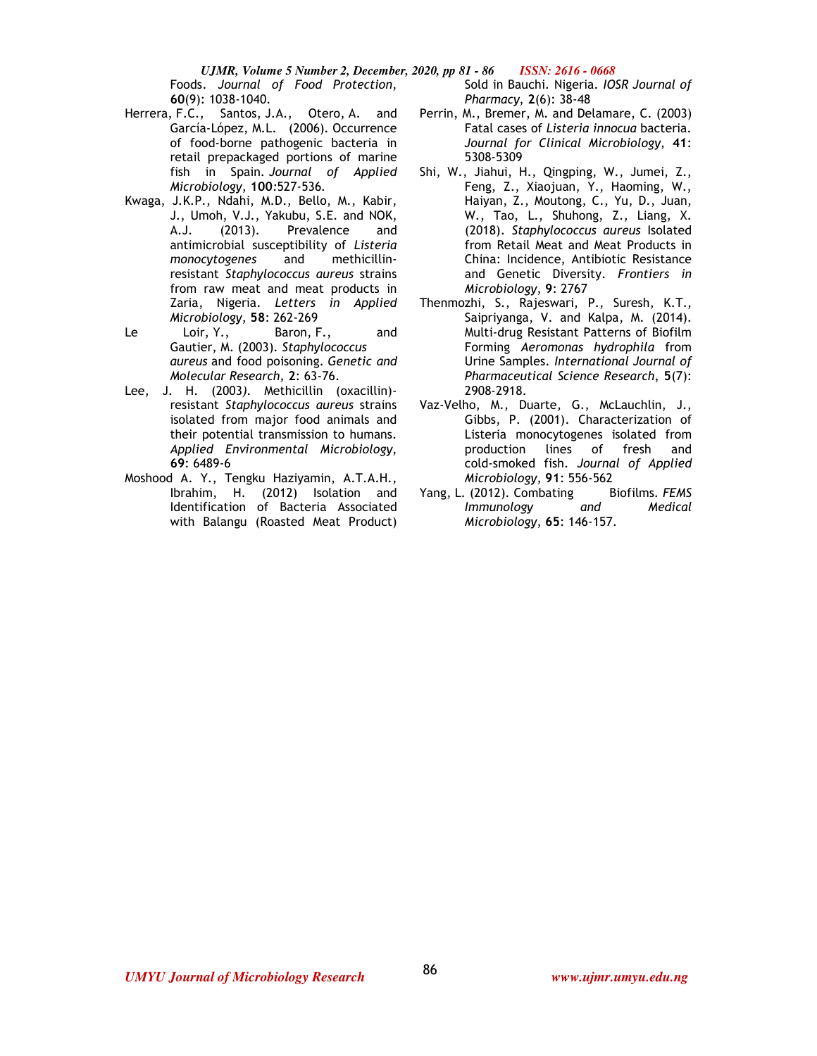Foods. *Journal of Food Protection*, **60**(9): 1038-1040.

Herrera, F.C., Santos, J.A., Otero, A. and García-López, M.L. (2006). Occurrence of food-borne pathogenic bacteria in retail prepackaged portions of marine fish in Spain. *Journal of Applied Microbiology*, **100**:527-536.

Kwaga, J.K.P., Ndahi, M.D., Bello, M., Kabir, J., Umoh, V.J., Yakubu, S.E. and NOK, A.J. (2013). Prevalence and antimicrobial susceptibility of *Listeria monocytogenes* and methicillin-resistant *Staphylococcus aureus* strains from raw meat and meat products in Zaria, Nigeria. *Letters in Applied Microbiology*, **58**: 262-269

Le Loir, Y., Baron, F., and Gautier, M. (2003). *Staphylococcus aureus* and food poisoning. *Genetic and Molecular Research,* **2**: 63-76.

Lee, J. H. (2003). Methicillin (oxacillin)-resistant *Staphylococcus aureus* strains isolated from major food animals and their potential transmission to humans. *Applied Environmental Microbiology*, **69**: 6489-6

Moshood A. Y., Tengku Haziyamin, A.T.A.H., Ibrahim, H. (2012) Isolation and Identification of Bacteria Associated with Balangu (Roasted Meat Product) Sold in Bauchi. Nigeria. *IOSR Journal of Pharmacy*, **2**(6): 38-48

Perrin, M., Bremer, M. and Delamare, C. (2003) Fatal cases of *Listeria innocua* bacteria. *Journal for Clinical Microbiology*, **41**: 5308-5309

Shi, W., Jiahui, H., Qingping, W., Jumei, Z., Feng, Z., Xiaojuan, Y., Haoming, W., Haiyan, Z., Moutong, C., Yu, D., Juan, W., Tao, L., Shuhong, Z., Liang, X. (2018). *Staphylococcus aureus* Isolated from Retail Meat and Meat Products in China: Incidence, Antibiotic Resistance and Genetic Diversity. *Frontiers in Microbiology*, **9**: 2767

Thenmozhi, S., Rajeswari, P., Suresh, K.T., Saipriyanga, V. and Kalpa, M. (2014). Multi-drug Resistant Patterns of Biofilm Forming *Aeromonas hydrophila* from Urine Samples. *International Journal of Pharmaceutical Science Research*, **5**(7): 2908-2918.

Vaz-Velho, M., Duarte, G., McLauchlin, J., Gibbs, P. (2001). Characterization of Listeria monocytogenes isolated from production lines of fresh and cold-smoked fish. *Journal of Applied Microbiology*, **91**: 556-562

Yang, L. (2012). Combating Biofilms. *FEMS Immunology and Medical Microbiology*, **65**: 146-157.